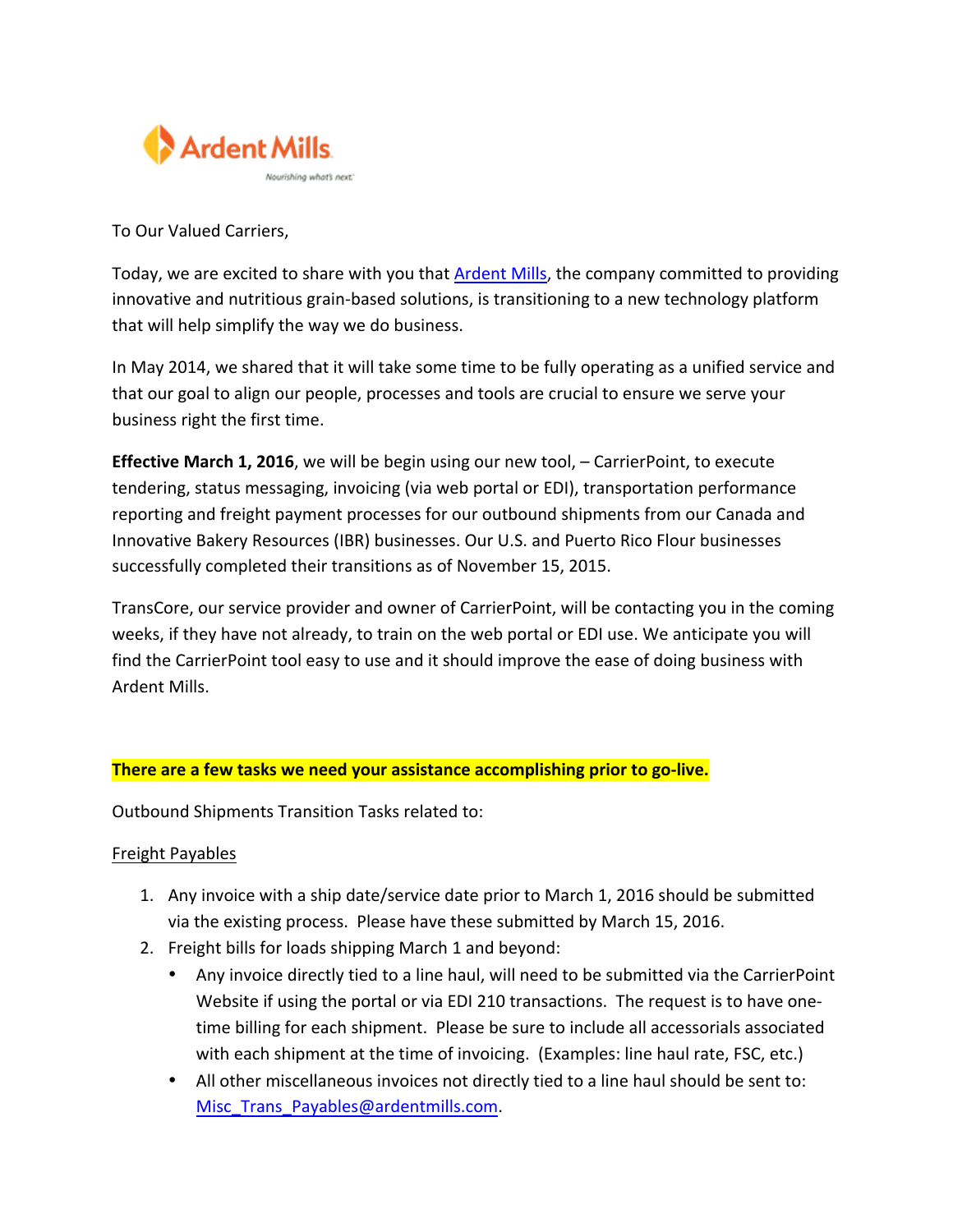Ardent Mills

Nourishing what's next.

To Our Valued Carriers,

Today, we are excited to share with you that [Ardent Mills](), the company committed to providing innovative and nutritious grain-based solutions, is transitioning to a new technology platform that will help simplify the way we do business.

In May 2014, we shared that it will take some time to be fully operating as a unified service and that our goal to align our people, processes and tools are crucial to ensure we serve your business right the first time.

**Effective March 1, 2016**, we will be begin using our new tool, – CarrierPoint, to execute tendering, status messaging, invoicing (via web portal or EDI), transportation performance reporting and freight payment processes for our outbound shipments from our Canada and Innovative Bakery Resources (IBR) businesses. Our U.S. and Puerto Rico Flour businesses successfully completed their transitions as of November 15, 2015.

TransCore, our service provider and owner of CarrierPoint, will be contacting you in the coming weeks, if they have not already, to train on the web portal or EDI use. We anticipate you will find the CarrierPoint tool easy to use and it should improve the ease of doing business with Ardent Mills.

**There are a few tasks we need your assistance accomplishing prior to go-live.**

Outbound Shipments Transition Tasks related to:

Freight Payables

1. Any invoice with a ship date/service date prior to March 1, 2016 should be submitted via the existing process. Please have these submitted by March 15, 2016.
2. Freight bills for loads shipping March 1 and beyond:
   - Any invoice directly tied to a line haul, will need to be submitted via the CarrierPoint Website if using the portal or via EDI 210 transactions. The request is to have one-time billing for each shipment. Please be sure to include all accessorials associated with each shipment at the time of invoicing. (Examples: line haul rate, FSC, etc.)
   - All other miscellaneous invoices not directly tied to a line haul should be sent to: Misc_Trans_Payables@ardentmills.com.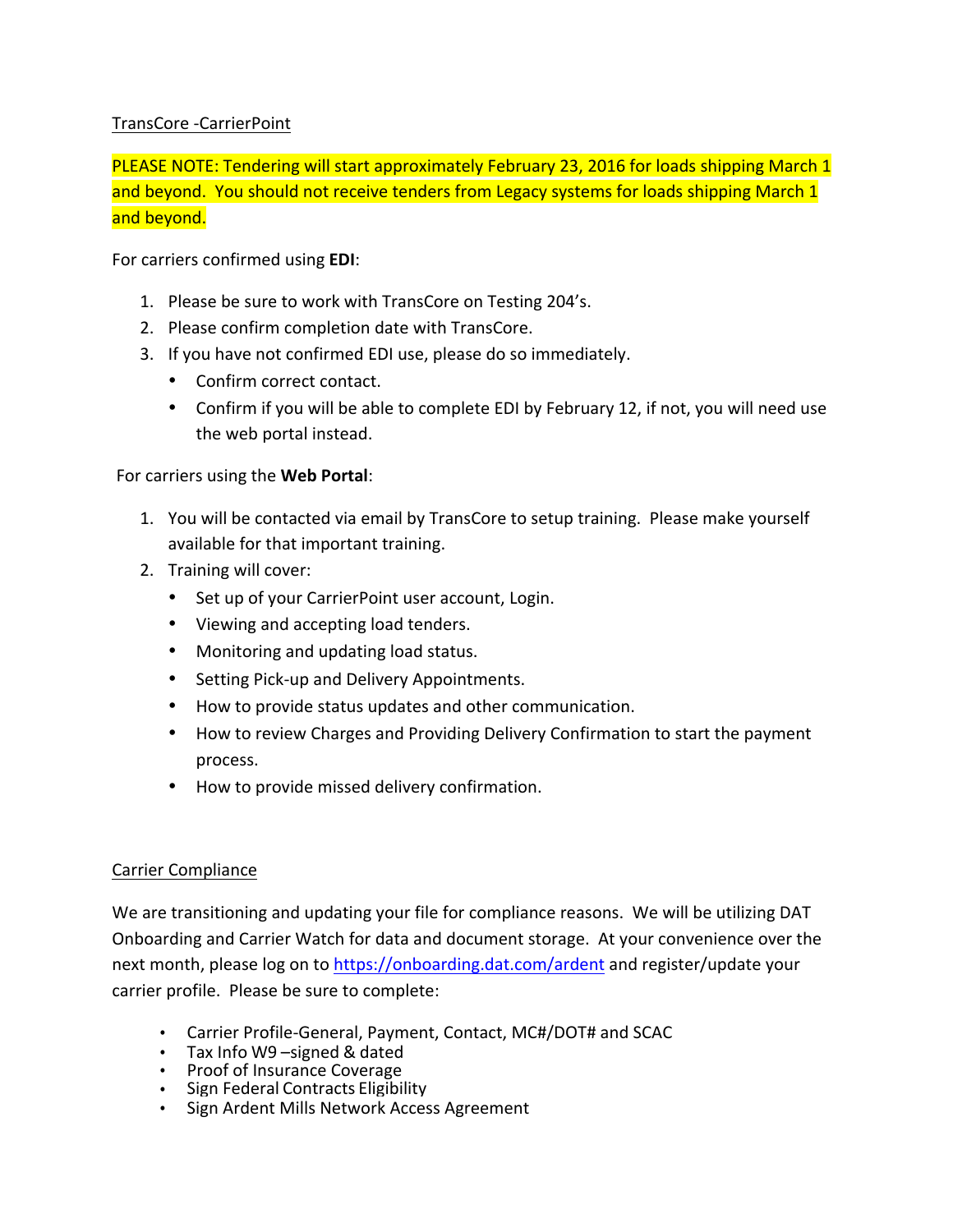TransCore -CarrierPoint

PLEASE NOTE: Tendering will start approximately February 23, 2016 for loads shipping March 1 and beyond. You should not receive tenders from Legacy systems for loads shipping March 1 and beyond.

For carriers confirmed using **EDI**:

1. Please be sure to work with TransCore on Testing 204's.
2. Please confirm completion date with TransCore.
3. If you have not confirmed EDI use, please do so immediately.
   - Confirm correct contact.
   - Confirm if you will be able to complete EDI by February 12, if not, you will need use the web portal instead.

For carriers using the **Web Portal**:

1. You will be contacted via email by TransCore to setup training. Please make yourself available for that important training.
2. Training will cover:
   - Set up of your CarrierPoint user account, Login.
   - Viewing and accepting load tenders.
   - Monitoring and updating load status.
   - Setting Pick-up and Delivery Appointments.
   - How to provide status updates and other communication.
   - How to review Charges and Providing Delivery Confirmation to start the payment process.
   - How to provide missed delivery confirmation.

Carrier Compliance

We are transitioning and updating your file for compliance reasons. We will be utilizing DAT Onboarding and Carrier Watch for data and document storage. At your convenience over the next month, please log on to https://onboarding.dat.com/ardent and register/update your carrier profile. Please be sure to complete:

- Carrier Profile-General, Payment, Contact, MC#/DOT# and SCAC
- Tax Info W9 –signed & dated
- Proof of Insurance Coverage
- Sign Federal Contracts Eligibility
- Sign Ardent Mills Network Access Agreement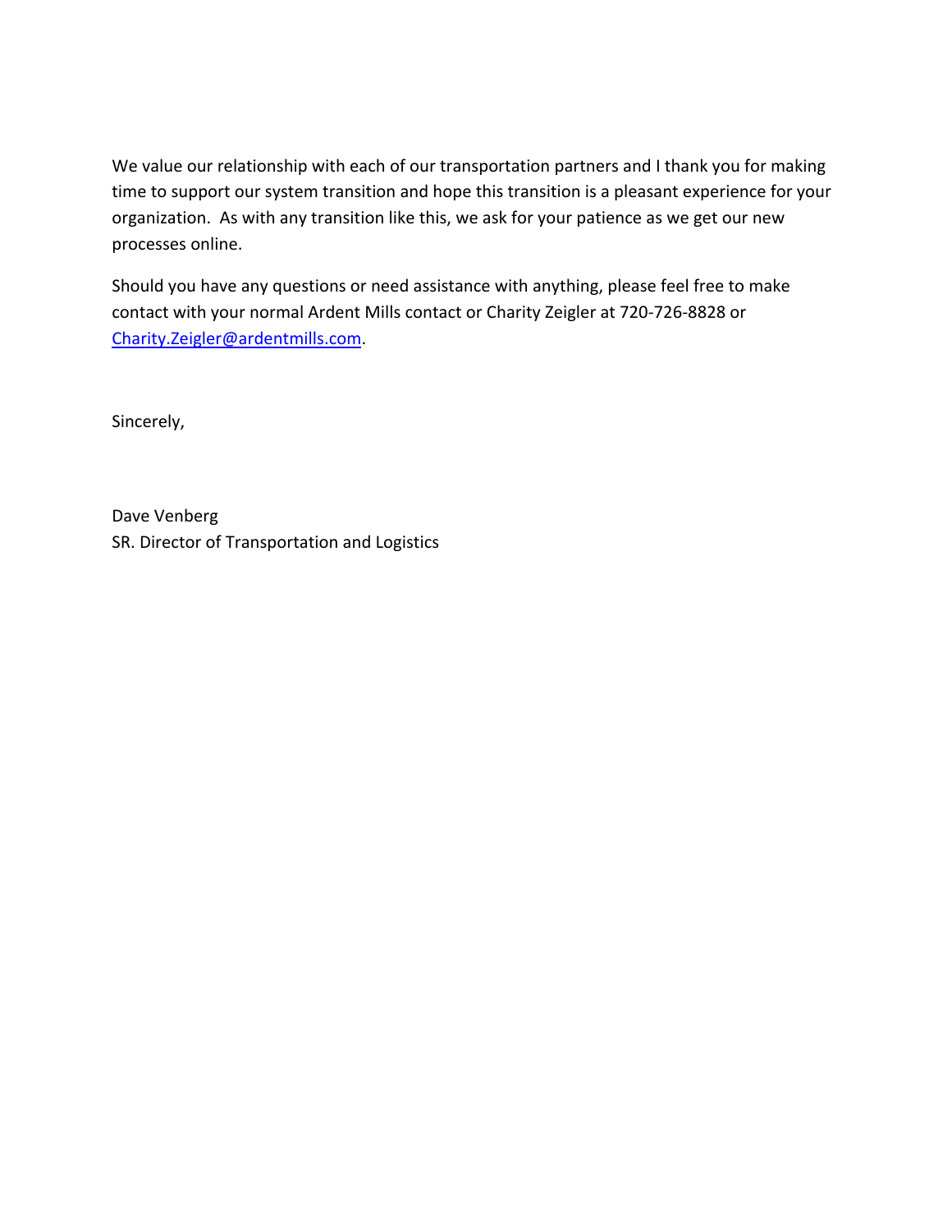We value our relationship with each of our transportation partners and I thank you for making time to support our system transition and hope this transition is a pleasant experience for your organization.  As with any transition like this, we ask for your patience as we get our new processes online.

Should you have any questions or need assistance with anything, please feel free to make contact with your normal Ardent Mills contact or Charity Zeigler at 720-726-8828 or Charity.Zeigler@ardentmills.com.

Sincerely,

Dave Venberg  
SR. Director of Transportation and Logistics